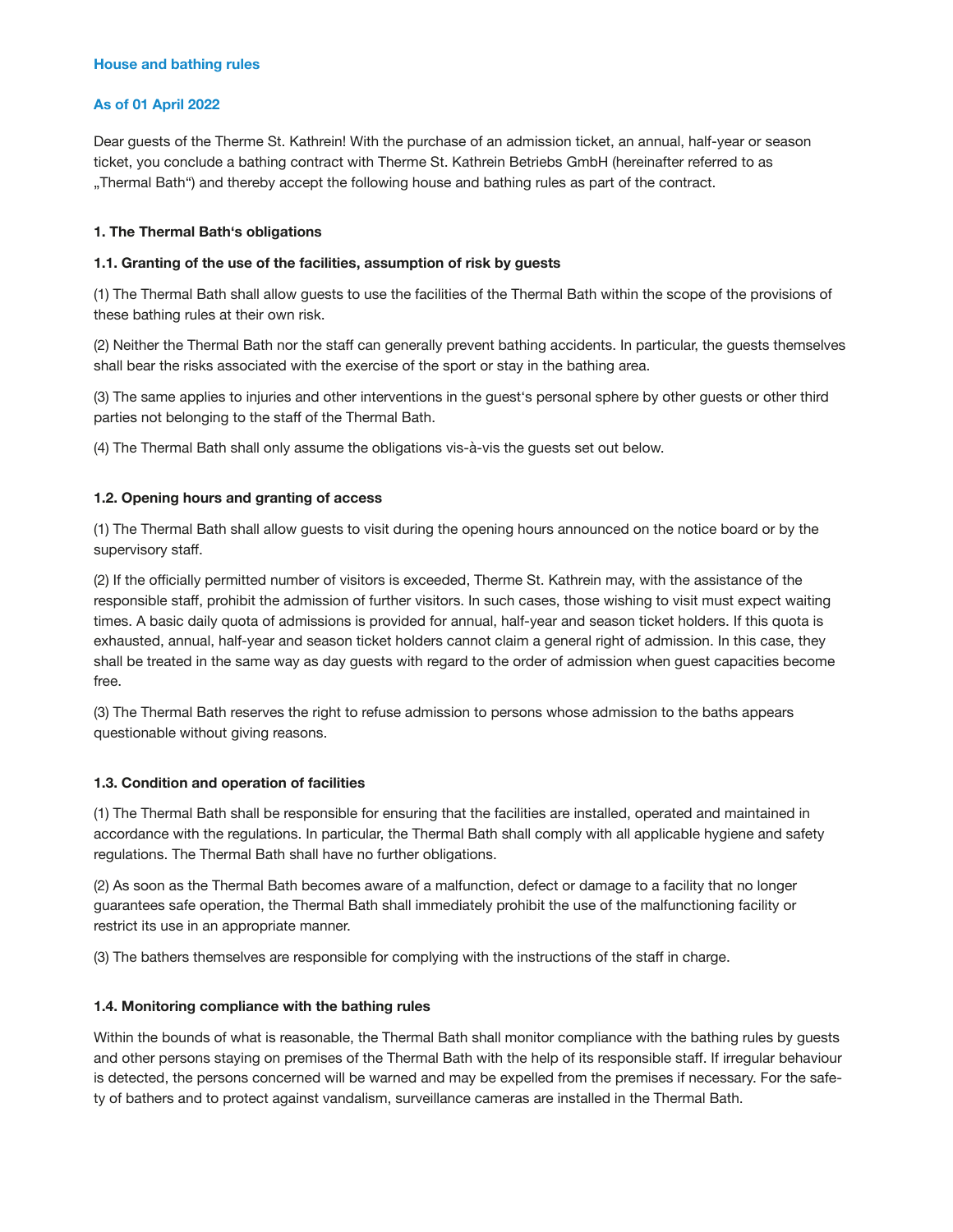## House and bathing rules

**As of 01 April 2022**

Dear guests of the Therme St. Kathrein! With the purchase of an admission ticket, an annual, half-year or season ticket, you conclude a bathing contract with Therme St. Kathrein Betriebs GmbH (hereinafter referred to as „Thermal Bath") and thereby accept the following house and bathing rules as part of the contract.

### 1. The Thermal Bath's obligations

#### 1.1. Granting of the use of the facilities, assumption of risk by guests

(1) The Thermal Bath shall allow guests to use the facilities of the Thermal Bath within the scope of the provisions of these bathing rules at their own risk.

(2) Neither the Thermal Bath nor the staff can generally prevent bathing accidents. In particular, the guests themselves shall bear the risks associated with the exercise of the sport or stay in the bathing area.

(3) The same applies to injuries and other interventions in the guest's personal sphere by other guests or other third parties not belonging to the staff of the Thermal Bath.

(4) The Thermal Bath shall only assume the obligations vis-à-vis the guests set out below.

#### 1.2. Opening hours and granting of access

(1) The Thermal Bath shall allow guests to visit during the opening hours announced on the notice board or by the supervisory staff.

(2) If the officially permitted number of visitors is exceeded, Therme St. Kathrein may, with the assistance of the responsible staff, prohibit the admission of further visitors. In such cases, those wishing to visit must expect waiting times. A basic daily quota of admissions is provided for annual, half-year and season ticket holders. If this quota is exhausted, annual, half-year and season ticket holders cannot claim a general right of admission. In this case, they shall be treated in the same way as day guests with regard to the order of admission when guest capacities become free.

(3) The Thermal Bath reserves the right to refuse admission to persons whose admission to the baths appears questionable without giving reasons.

#### 1.3. Condition and operation of facilities

(1) The Thermal Bath shall be responsible for ensuring that the facilities are installed, operated and maintained in accordance with the regulations. In particular, the Thermal Bath shall comply with all applicable hygiene and safety regulations. The Thermal Bath shall have no further obligations.

(2) As soon as the Thermal Bath becomes aware of a malfunction, defect or damage to a facility that no longer guarantees safe operation, the Thermal Bath shall immediately prohibit the use of the malfunctioning facility or restrict its use in an appropriate manner.

(3) The bathers themselves are responsible for complying with the instructions of the staff in charge.

#### 1.4. Monitoring compliance with the bathing rules

Within the bounds of what is reasonable, the Thermal Bath shall monitor compliance with the bathing rules by guests and other persons staying on premises of the Thermal Bath with the help of its responsible staff. If irregular behaviour is detected, the persons concerned will be warned and may be expelled from the premises if necessary. For the safety of bathers and to protect against vandalism, surveillance cameras are installed in the Thermal Bath.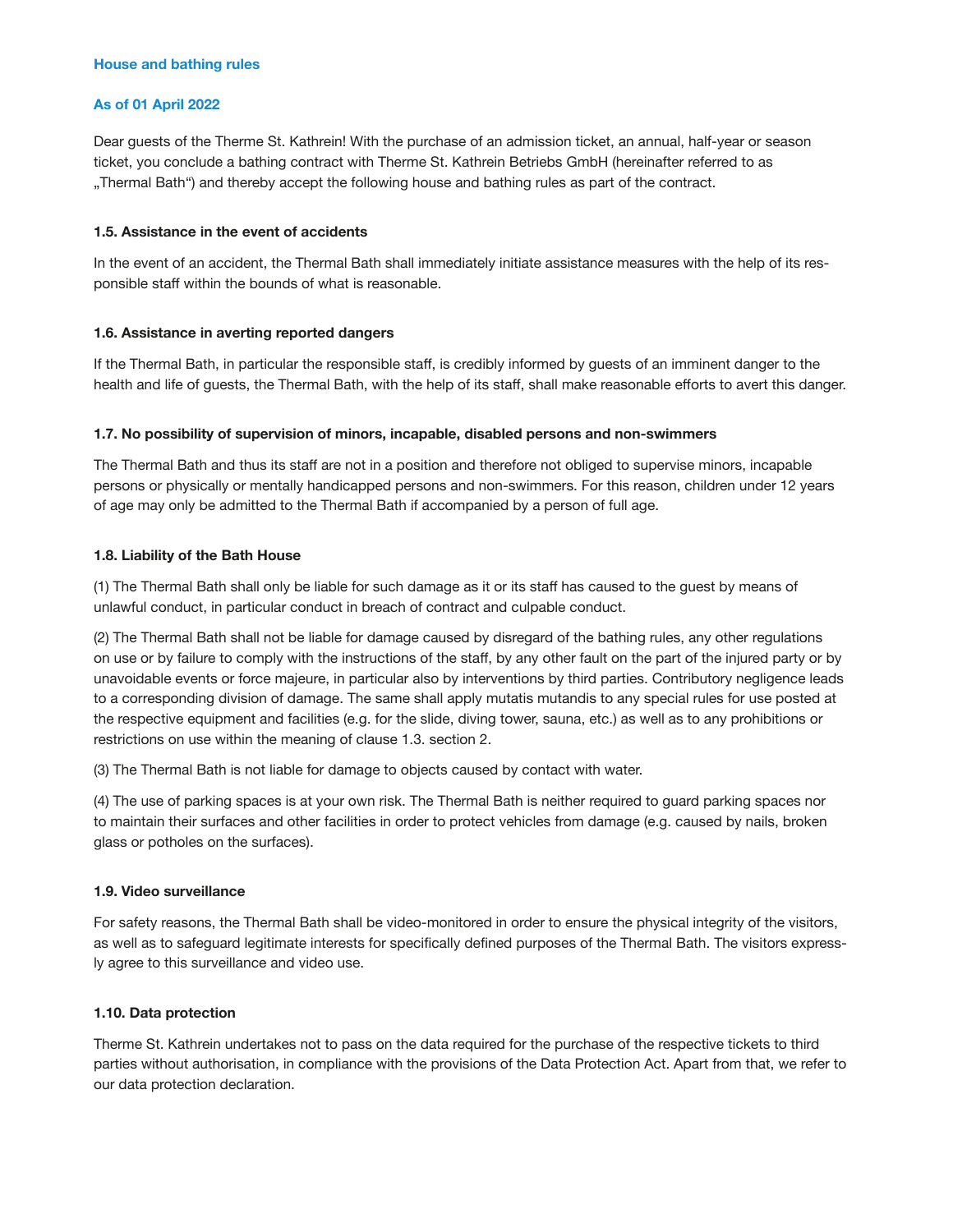**House and bathing rules**

**As of 01 April 2022**

Dear guests of the Therme St. Kathrein! With the purchase of an admission ticket, an annual, half-year or season ticket, you conclude a bathing contract with Therme St. Kathrein Betriebs GmbH (hereinafter referred to as „Thermal Bath“) and thereby accept the following house and bathing rules as part of the contract.

### 1.5. Assistance in the event of accidents

In the event of an accident, the Thermal Bath shall immediately initiate assistance measures with the help of its responsible staff within the bounds of what is reasonable.

### 1.6. Assistance in averting reported dangers

If the Thermal Bath, in particular the responsible staff, is credibly informed by guests of an imminent danger to the health and life of guests, the Thermal Bath, with the help of its staff, shall make reasonable efforts to avert this danger.

### 1.7. No possibility of supervision of minors, incapable, disabled persons and non-swimmers

The Thermal Bath and thus its staff are not in a position and therefore not obliged to supervise minors, incapable persons or physically or mentally handicapped persons and non-swimmers. For this reason, children under 12 years of age may only be admitted to the Thermal Bath if accompanied by a person of full age.

### 1.8. Liability of the Bath House

(1) The Thermal Bath shall only be liable for such damage as it or its staff has caused to the guest by means of unlawful conduct, in particular conduct in breach of contract and culpable conduct.

(2) The Thermal Bath shall not be liable for damage caused by disregard of the bathing rules, any other regulations on use or by failure to comply with the instructions of the staff, by any other fault on the part of the injured party or by unavoidable events or force majeure, in particular also by interventions by third parties. Contributory negligence leads to a corresponding division of damage. The same shall apply mutatis mutandis to any special rules for use posted at the respective equipment and facilities (e.g. for the slide, diving tower, sauna, etc.) as well as to any prohibitions or restrictions on use within the meaning of clause 1.3. section 2.

(3) The Thermal Bath is not liable for damage to objects caused by contact with water.

(4) The use of parking spaces is at your own risk. The Thermal Bath is neither required to guard parking spaces nor to maintain their surfaces and other facilities in order to protect vehicles from damage (e.g. caused by nails, broken glass or potholes on the surfaces).

### 1.9. Video surveillance

For safety reasons, the Thermal Bath shall be video-monitored in order to ensure the physical integrity of the visitors, as well as to safeguard legitimate interests for specifically defined purposes of the Thermal Bath. The visitors expressly agree to this surveillance and video use.

### 1.10. Data protection

Therme St. Kathrein undertakes not to pass on the data required for the purchase of the respective tickets to third parties without authorisation, in compliance with the provisions of the Data Protection Act. Apart from that, we refer to our data protection declaration.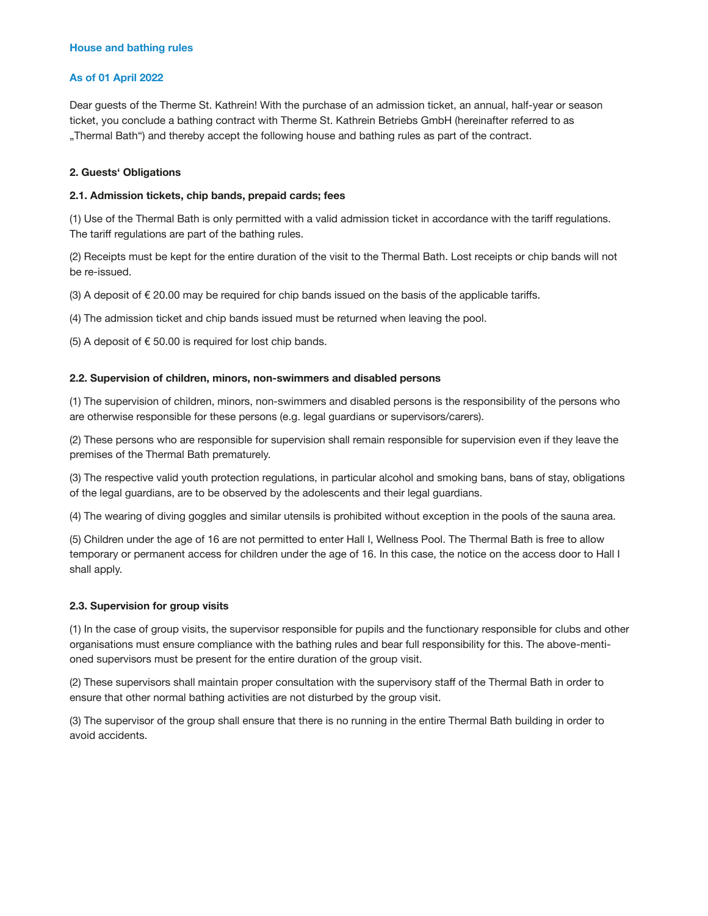## House and bathing rules

### As of 01 April 2022

Dear guests of the Therme St. Kathrein! With the purchase of an admission ticket, an annual, half-year or season ticket, you conclude a bathing contract with Therme St. Kathrein Betriebs GmbH (hereinafter referred to as „Thermal Bath“) and thereby accept the following house and bathing rules as part of the contract.

### 2. Guests‘ Obligations

#### 2.1. Admission tickets, chip bands, prepaid cards; fees

(1) Use of the Thermal Bath is only permitted with a valid admission ticket in accordance with the tariff regulations. The tariff regulations are part of the bathing rules.

(2) Receipts must be kept for the entire duration of the visit to the Thermal Bath. Lost receipts or chip bands will not be re-issued.

(3) A deposit of € 20.00 may be required for chip bands issued on the basis of the applicable tariffs.

(4) The admission ticket and chip bands issued must be returned when leaving the pool.

(5) A deposit of € 50.00 is required for lost chip bands.

#### 2.2. Supervision of children, minors, non-swimmers and disabled persons

(1) The supervision of children, minors, non-swimmers and disabled persons is the responsibility of the persons who are otherwise responsible for these persons (e.g. legal guardians or supervisors/carers).

(2) These persons who are responsible for supervision shall remain responsible for supervision even if they leave the premises of the Thermal Bath prematurely.

(3) The respective valid youth protection regulations, in particular alcohol and smoking bans, bans of stay, obligations of the legal guardians, are to be observed by the adolescents and their legal guardians.

(4) The wearing of diving goggles and similar utensils is prohibited without exception in the pools of the sauna area.

(5) Children under the age of 16 are not permitted to enter Hall I, Wellness Pool. The Thermal Bath is free to allow temporary or permanent access for children under the age of 16. In this case, the notice on the access door to Hall I shall apply.

#### 2.3. Supervision for group visits

(1) In the case of group visits, the supervisor responsible for pupils and the functionary responsible for clubs and other organisations must ensure compliance with the bathing rules and bear full responsibility for this. The above-mentioned supervisors must be present for the entire duration of the group visit.

(2) These supervisors shall maintain proper consultation with the supervisory staff of the Thermal Bath in order to ensure that other normal bathing activities are not disturbed by the group visit.

(3) The supervisor of the group shall ensure that there is no running in the entire Thermal Bath building in order to avoid accidents.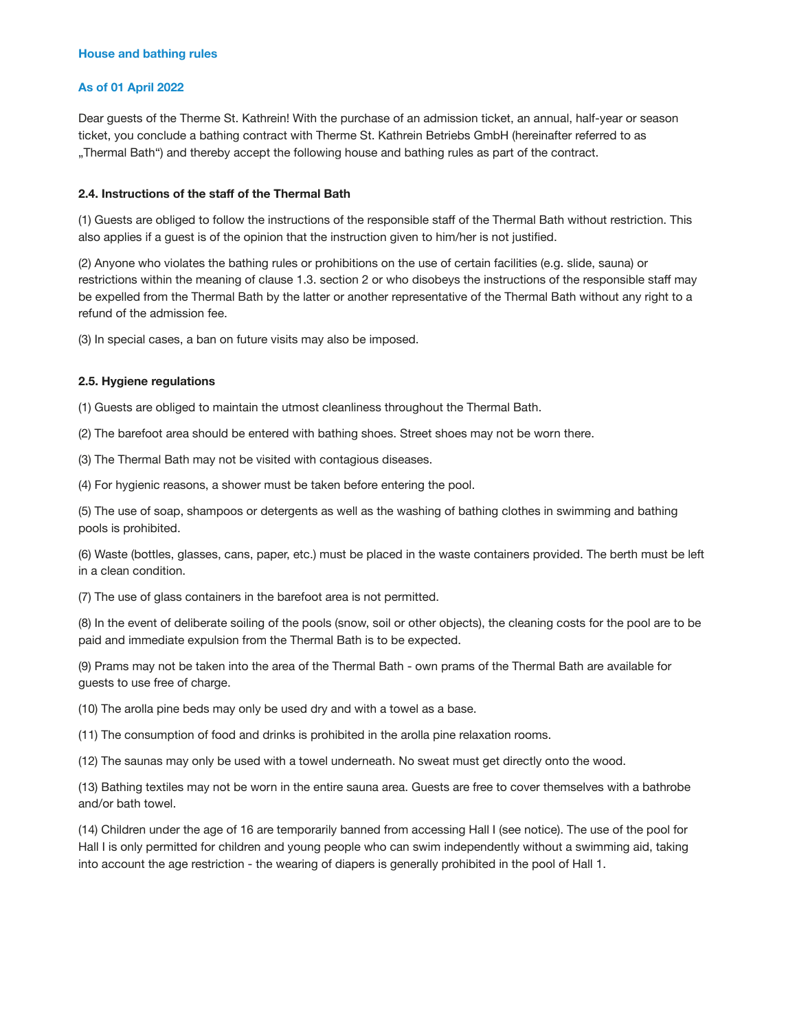**House and bathing rules**

**As of 01 April 2022**

Dear guests of the Therme St. Kathrein! With the purchase of an admission ticket, an annual, half-year or season ticket, you conclude a bathing contract with Therme St. Kathrein Betriebs GmbH (hereinafter referred to as „Thermal Bath") and thereby accept the following house and bathing rules as part of the contract.

#### 2.4. Instructions of the staff of the Thermal Bath

(1) Guests are obliged to follow the instructions of the responsible staff of the Thermal Bath without restriction. This also applies if a guest is of the opinion that the instruction given to him/her is not justified.

(2) Anyone who violates the bathing rules or prohibitions on the use of certain facilities (e.g. slide, sauna) or restrictions within the meaning of clause 1.3. section 2 or who disobeys the instructions of the responsible staff may be expelled from the Thermal Bath by the latter or another representative of the Thermal Bath without any right to a refund of the admission fee.

(3) In special cases, a ban on future visits may also be imposed.

#### 2.5. Hygiene regulations

(1) Guests are obliged to maintain the utmost cleanliness throughout the Thermal Bath.

(2) The barefoot area should be entered with bathing shoes. Street shoes may not be worn there.

(3) The Thermal Bath may not be visited with contagious diseases.

(4) For hygienic reasons, a shower must be taken before entering the pool.

(5) The use of soap, shampoos or detergents as well as the washing of bathing clothes in swimming and bathing pools is prohibited.

(6) Waste (bottles, glasses, cans, paper, etc.) must be placed in the waste containers provided. The berth must be left in a clean condition.

(7) The use of glass containers in the barefoot area is not permitted.

(8) In the event of deliberate soiling of the pools (snow, soil or other objects), the cleaning costs for the pool are to be paid and immediate expulsion from the Thermal Bath is to be expected.

(9) Prams may not be taken into the area of the Thermal Bath - own prams of the Thermal Bath are available for guests to use free of charge.

(10) The arolla pine beds may only be used dry and with a towel as a base.

(11) The consumption of food and drinks is prohibited in the arolla pine relaxation rooms.

(12) The saunas may only be used with a towel underneath. No sweat must get directly onto the wood.

(13) Bathing textiles may not be worn in the entire sauna area. Guests are free to cover themselves with a bathrobe and/or bath towel.

(14) Children under the age of 16 are temporarily banned from accessing Hall I (see notice). The use of the pool for Hall I is only permitted for children and young people who can swim independently without a swimming aid, taking into account the age restriction - the wearing of diapers is generally prohibited in the pool of Hall 1.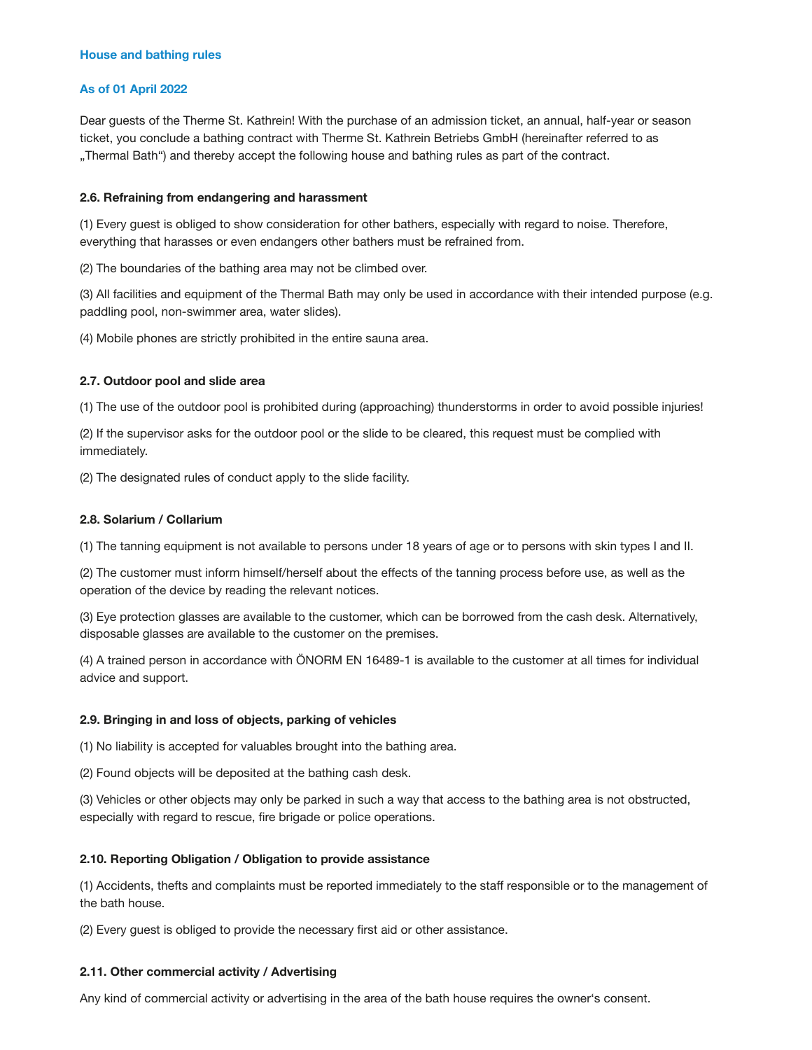## House and bathing rules

## As of 01 April 2022

Dear guests of the Therme St. Kathrein! With the purchase of an admission ticket, an annual, half-year or season ticket, you conclude a bathing contract with Therme St. Kathrein Betriebs GmbH (hereinafter referred to as „Thermal Bath") and thereby accept the following house and bathing rules as part of the contract.

**2.6. Refraining from endangering and harassment**

(1) Every guest is obliged to show consideration for other bathers, especially with regard to noise. Therefore, everything that harasses or even endangers other bathers must be refrained from.

(2) The boundaries of the bathing area may not be climbed over.

(3) All facilities and equipment of the Thermal Bath may only be used in accordance with their intended purpose (e.g. paddling pool, non-swimmer area, water slides).

(4) Mobile phones are strictly prohibited in the entire sauna area.

**2.7. Outdoor pool and slide area**

(1) The use of the outdoor pool is prohibited during (approaching) thunderstorms in order to avoid possible injuries!

(2) If the supervisor asks for the outdoor pool or the slide to be cleared, this request must be complied with immediately.

(2) The designated rules of conduct apply to the slide facility.

**2.8. Solarium / Collarium**

(1) The tanning equipment is not available to persons under 18 years of age or to persons with skin types I and II.

(2) The customer must inform himself/herself about the effects of the tanning process before use, as well as the operation of the device by reading the relevant notices.

(3) Eye protection glasses are available to the customer, which can be borrowed from the cash desk. Alternatively, disposable glasses are available to the customer on the premises.

(4) A trained person in accordance with ÖNORM EN 16489-1 is available to the customer at all times for individual advice and support.

**2.9. Bringing in and loss of objects, parking of vehicles**

(1) No liability is accepted for valuables brought into the bathing area.

(2) Found objects will be deposited at the bathing cash desk.

(3) Vehicles or other objects may only be parked in such a way that access to the bathing area is not obstructed, especially with regard to rescue, fire brigade or police operations.

**2.10. Reporting Obligation / Obligation to provide assistance**

(1) Accidents, thefts and complaints must be reported immediately to the staff responsible or to the management of the bath house.

(2) Every guest is obliged to provide the necessary first aid or other assistance.

**2.11. Other commercial activity / Advertising**

Any kind of commercial activity or advertising in the area of the bath house requires the owner's consent.